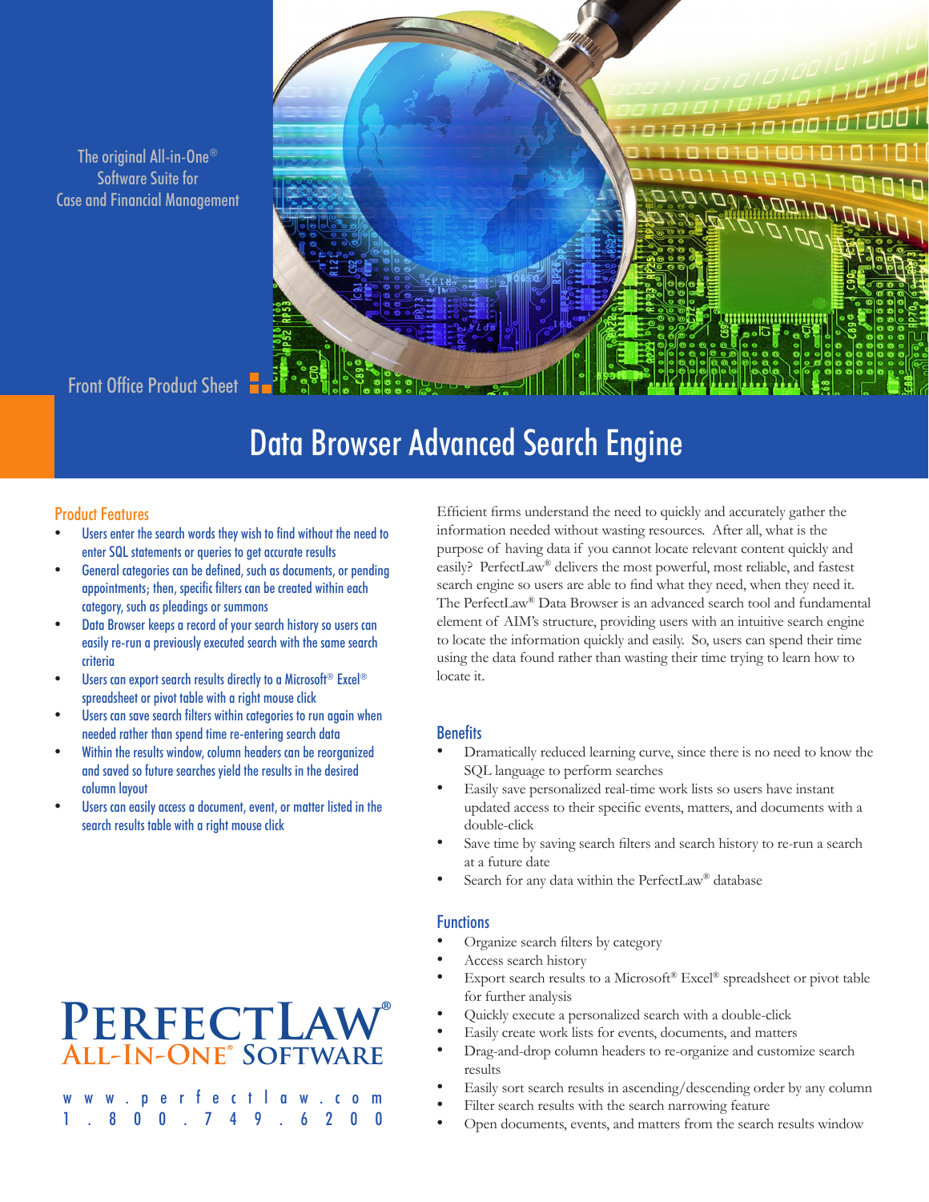The original All-in-One® Software Suite for Case and Financial Management

Front Office Product Sheet

# Data Browser Advanced Search Engine

## Product Features

- Users enter the search words they wish to find without the need to enter SQL statements or queries to get accurate results
- General categories can be defined, such as documents, or pending appointments; then, specific filters can be created within each category, such as pleadings or summons
- Data Browser keeps a record of your search history so users can easily re-run a previously executed search with the same search criteria
- Users can export search results directly to a Microsoft® Excel® spreadsheet or pivot table with a right mouse click
- Users can save search filters within categories to run again when needed rather than spend time re-entering search data
- Within the results window, column headers can be reorganized and saved so future searches yield the results in the desired column layout
- Users can easily access a document, event, or matter listed in the search results table with a right mouse click

Efficient firms understand the need to quickly and accurately gather the information needed without wasting resources. After all, what is the purpose of having data if you cannot locate relevant content quickly and easily? PerfectLaw® delivers the most powerful, most reliable, and fastest search engine so users are able to find what they need, when they need it. The PerfectLaw® Data Browser is an advanced search tool and fundamental element of AIM's structure, providing users with an intuitive search engine to locate the information quickly and easily. So, users can spend their time using the data found rather than wasting their time trying to learn how to locate it.

## Benefits

- Dramatically reduced learning curve, since there is no need to know the SQL language to perform searches
- Easily save personalized real-time work lists so users have instant updated access to their specific events, matters, and documents with a double-click
- Save time by saving search filters and search history to re-run a search at a future date
- Search for any data within the PerfectLaw® database

## Functions

- Organize search filters by category
- Access search history
- Export search results to a Microsoft® Excel® spreadsheet or pivot table for further analysis
- Quickly execute a personalized search with a double-click
- Easily create work lists for events, documents, and matters
- Drag-and-drop column headers to re-organize and customize search results
- Easily sort search results in ascending/descending order by any column
- Filter search results with the search narrowing feature
- Open documents, events, and matters from the search results window

**PERFECTLAW®**
**ALL-IN-ONE® SOFTWARE**

www.perfectlaw.com
1.800.749.6200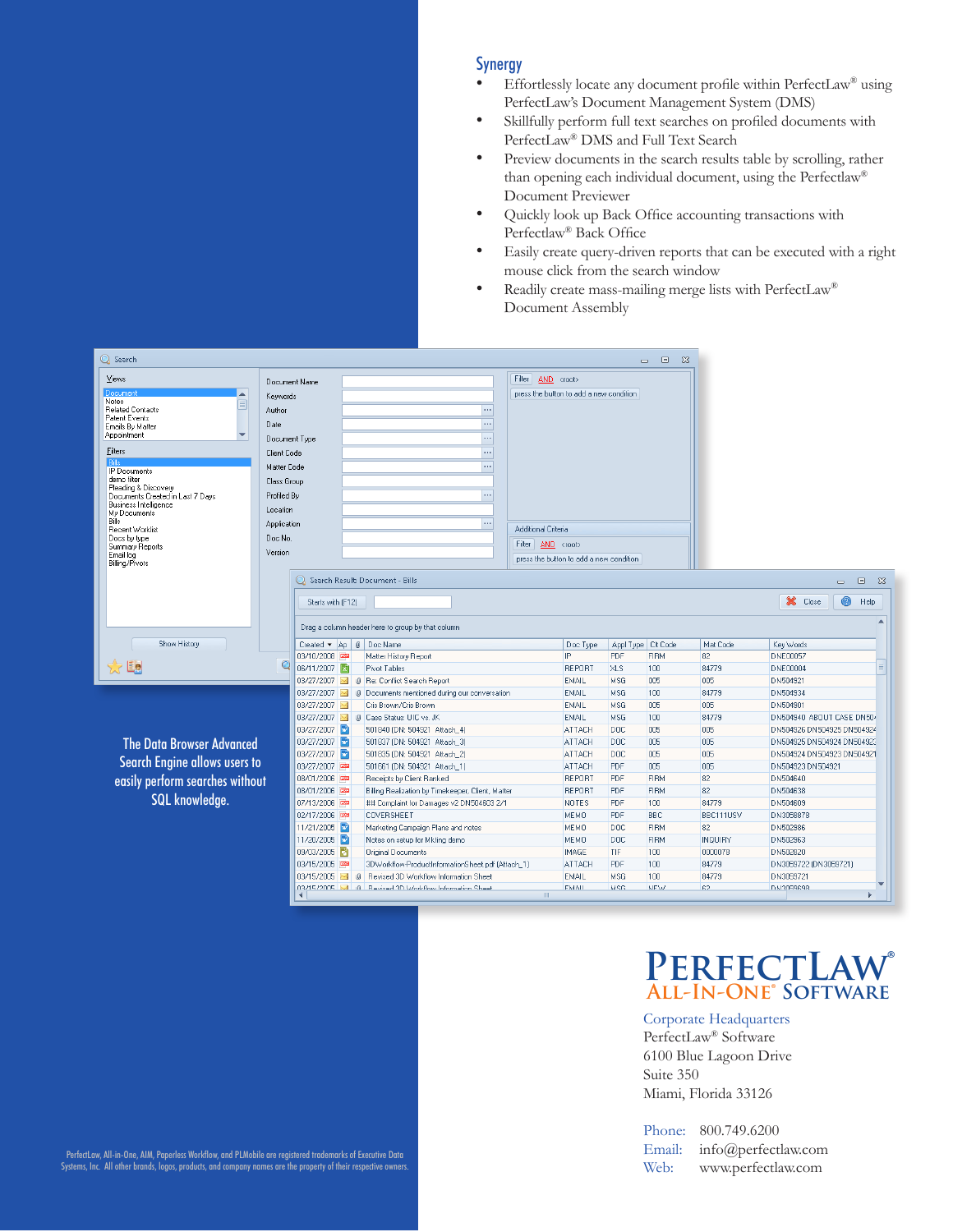## Synergy

- Effortlessly locate any document profile within PerfectLaw® using PerfectLaw's Document Management System (DMS)
- Skillfully perform full text searches on profiled documents with PerfectLaw® DMS and Full Text Search
- Preview documents in the search results table by scrolling, rather than opening each individual document, using the Perfectlaw® Document Previewer
- Quickly look up Back Office accounting transactions with Perfectlaw® Back Office
- Easily create query-driven reports that can be executed with a right mouse click from the search window
- Readily create mass-mailing merge lists with PerfectLaw® Document Assembly

The Data Browser Advanced Search Engine allows users to easily perform searches without SQL knowledge.

PerfectLaw, All-in-One, AIM, Paperless Workflow, and PLMobile are registered trademarks of Executive Data Systems, Inc. All other brands, logos, products, and company names are the property of their respective owners.

**PERFECTLAW® ALL-IN-ONE® SOFTWARE**

Corporate Headquarters
PerfectLaw® Software
6100 Blue Lagoon Drive
Suite 350
Miami, Florida 33126

Phone: 800.749.6200
Email: info@perfectlaw.com
Web: www.perfectlaw.com